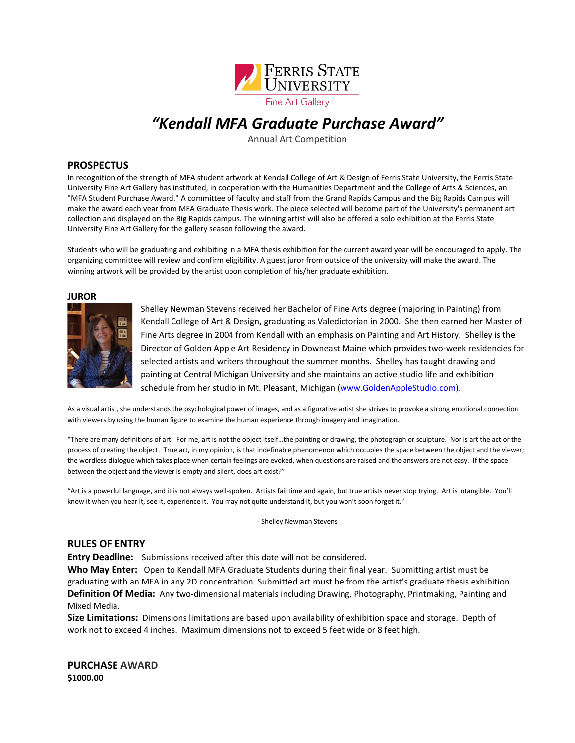Ferris State University

Fine Art Gallery

# *"Kendall MFA Graduate Purchase Award"*

Annual Art Competition

## PROSPECTUS

In recognition of the strength of MFA student artwork at Kendall College of Art & Design of Ferris State University, the Ferris State University Fine Art Gallery has instituted, in cooperation with the Humanities Department and the College of Arts & Sciences, an "MFA Student Purchase Award." A committee of faculty and staff from the Grand Rapids Campus and the Big Rapids Campus will make the award each year from MFA Graduate Thesis work. The piece selected will become part of the University's permanent art collection and displayed on the Big Rapids campus. The winning artist will also be offered a solo exhibition at the Ferris State University Fine Art Gallery for the gallery season following the award.

Students who will be graduating and exhibiting in a MFA thesis exhibition for the current award year will be encouraged to apply. The organizing committee will review and confirm eligibility. A guest juror from outside of the university will make the award. The winning artwork will be provided by the artist upon completion of his/her graduate exhibition.

### JUROR

Shelley Newman Stevens received her Bachelor of Fine Arts degree (majoring in Painting) from Kendall College of Art & Design, graduating as Valedictorian in 2000. She then earned her Master of Fine Arts degree in 2004 from Kendall with an emphasis on Painting and Art History. Shelley is the Director of Golden Apple Art Residency in Downeast Maine which provides two-week residencies for selected artists and writers throughout the summer months. Shelley has taught drawing and painting at Central Michigan University and she maintains an active studio life and exhibition schedule from her studio in Mt. Pleasant, Michigan (www.GoldenAppleStudio.com).

As a visual artist, she understands the psychological power of images, and as a figurative artist she strives to provoke a strong emotional connection with viewers by using the human figure to examine the human experience through imagery and imagination.

"There are many definitions of art. For me, art is not the object itself…the painting or drawing, the photograph or sculpture. Nor is art the act or the process of creating the object. True art, in my opinion, is that indefinable phenomenon which occupies the space between the object and the viewer; the wordless dialogue which takes place when certain feelings are evoked, when questions are raised and the answers are not easy. If the space between the object and the viewer is empty and silent, does art exist?"

"Art is a powerful language, and it is not always well-spoken. Artists fail time and again, but true artists never stop trying. Art is intangible. You'll know it when you hear it, see it, experience it. You may not quite understand it, but you won't soon forget it."

- Shelley Newman Stevens

## RULES OF ENTRY

**Entry Deadline:** Submissions received after this date will not be considered.

**Who May Enter:** Open to Kendall MFA Graduate Students during their final year. Submitting artist must be graduating with an MFA in any 2D concentration. Submitted art must be from the artist's graduate thesis exhibition.

**Definition Of Media:** Any two-dimensional materials including Drawing, Photography, Printmaking, Painting and Mixed Media.

**Size Limitations:** Dimensions limitations are based upon availability of exhibition space and storage. Depth of work not to exceed 4 inches. Maximum dimensions not to exceed 5 feet wide or 8 feet high.

## PURCHASE AWARD

**$1000.00**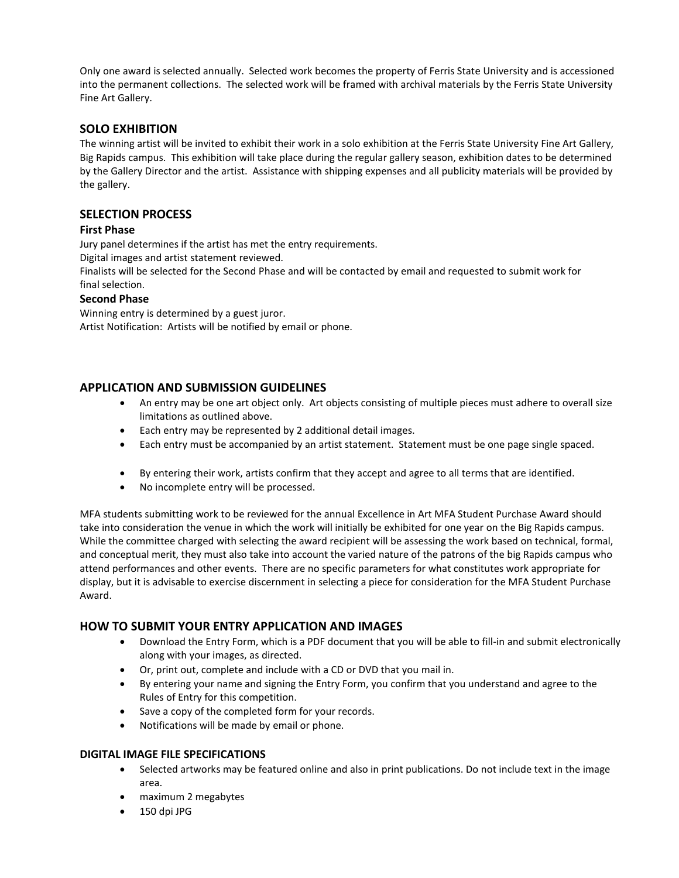Only one award is selected annually. Selected work becomes the property of Ferris State University and is accessioned into the permanent collections. The selected work will be framed with archival materials by the Ferris State University Fine Art Gallery.

## SOLO EXHIBITION

The winning artist will be invited to exhibit their work in a solo exhibition at the Ferris State University Fine Art Gallery, Big Rapids campus. This exhibition will take place during the regular gallery season, exhibition dates to be determined by the Gallery Director and the artist. Assistance with shipping expenses and all publicity materials will be provided by the gallery.

## SELECTION PROCESS

### First Phase

Jury panel determines if the artist has met the entry requirements.
Digital images and artist statement reviewed.
Finalists will be selected for the Second Phase and will be contacted by email and requested to submit work for final selection.

### Second Phase

Winning entry is determined by a guest juror.
Artist Notification: Artists will be notified by email or phone.

## APPLICATION AND SUBMISSION GUIDELINES

- An entry may be one art object only. Art objects consisting of multiple pieces must adhere to overall size limitations as outlined above.
- Each entry may be represented by 2 additional detail images.
- Each entry must be accompanied by an artist statement. Statement must be one page single spaced.
- By entering their work, artists confirm that they accept and agree to all terms that are identified.
- No incomplete entry will be processed.

MFA students submitting work to be reviewed for the annual Excellence in Art MFA Student Purchase Award should take into consideration the venue in which the work will initially be exhibited for one year on the Big Rapids campus. While the committee charged with selecting the award recipient will be assessing the work based on technical, formal, and conceptual merit, they must also take into account the varied nature of the patrons of the big Rapids campus who attend performances and other events. There are no specific parameters for what constitutes work appropriate for display, but it is advisable to exercise discernment in selecting a piece for consideration for the MFA Student Purchase Award.

## HOW TO SUBMIT YOUR ENTRY APPLICATION AND IMAGES

- Download the Entry Form, which is a PDF document that you will be able to fill-in and submit electronically along with your images, as directed.
- Or, print out, complete and include with a CD or DVD that you mail in.
- By entering your name and signing the Entry Form, you confirm that you understand and agree to the Rules of Entry for this competition.
- Save a copy of the completed form for your records.
- Notifications will be made by email or phone.

### DIGITAL IMAGE FILE SPECIFICATIONS

- Selected artworks may be featured online and also in print publications. Do not include text in the image area.
- maximum 2 megabytes
- 150 dpi JPG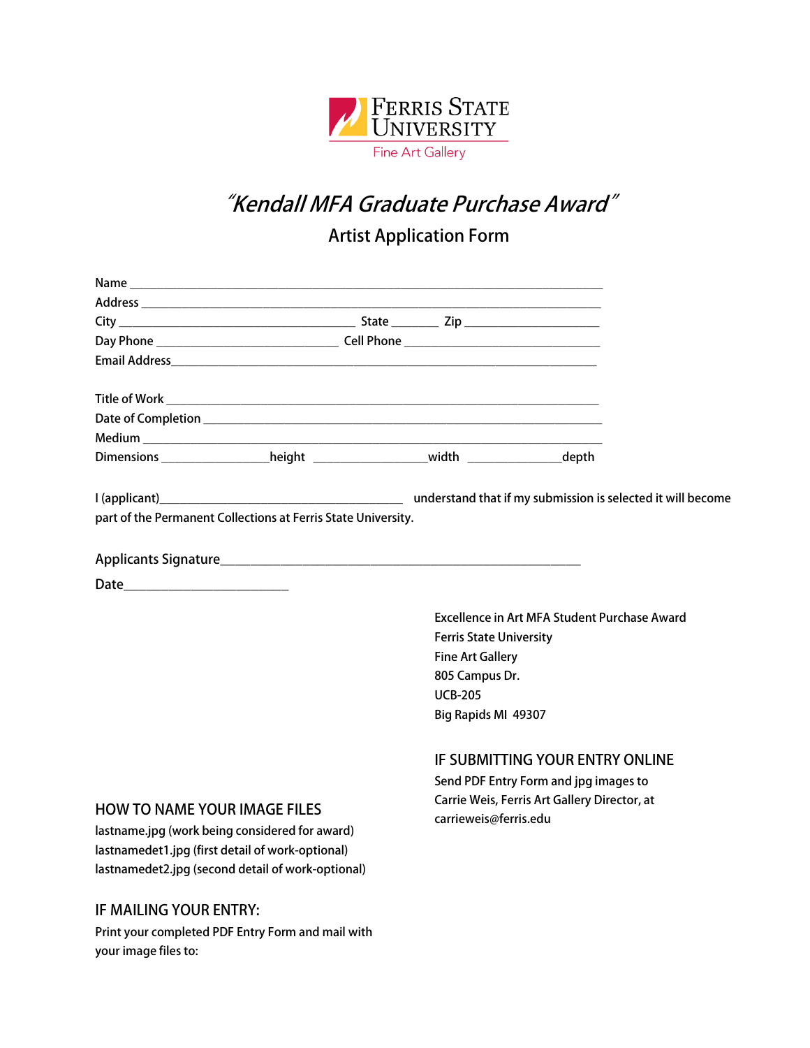Ferris State University

Fine Art Gallery

# *"Kendall MFA Graduate Purchase Award"*

## Artist Application Form

Name ________________________________________________________________________

Address ______________________________________________________________________

City ____________________________________ State ________ Zip ______________________

Day Phone ____________________________ Cell Phone ______________________________

Email Address_________________________________________________________________

Title of Work __________________________________________________________________

Date of Completion ______________________________________________________________

Medium _______________________________________________________________________

Dimensions _________________height __________________width _______________depth

I (applicant)_______________________________________ understand that if my submission is selected it will become part of the Permanent Collections at Ferris State University.

Applicants Signature_________________________________________________________

Date___________________________

### HOW TO NAME YOUR IMAGE FILES

lastname.jpg (work being considered for award)
lastnamedet1.jpg (first detail of work-optional)
lastnamedet2.jpg (second detail of work-optional)

### IF MAILING YOUR ENTRY:

Print your completed PDF Entry Form and mail with your image files to:

Excellence in Art MFA Student Purchase Award
Ferris State University
Fine Art Gallery
805 Campus Dr.
UCB-205
Big Rapids MI 49307

### IF SUBMITTING YOUR ENTRY ONLINE

Send PDF Entry Form and jpg images to Carrie Weis, Ferris Art Gallery Director, at carrieweis@ferris.edu